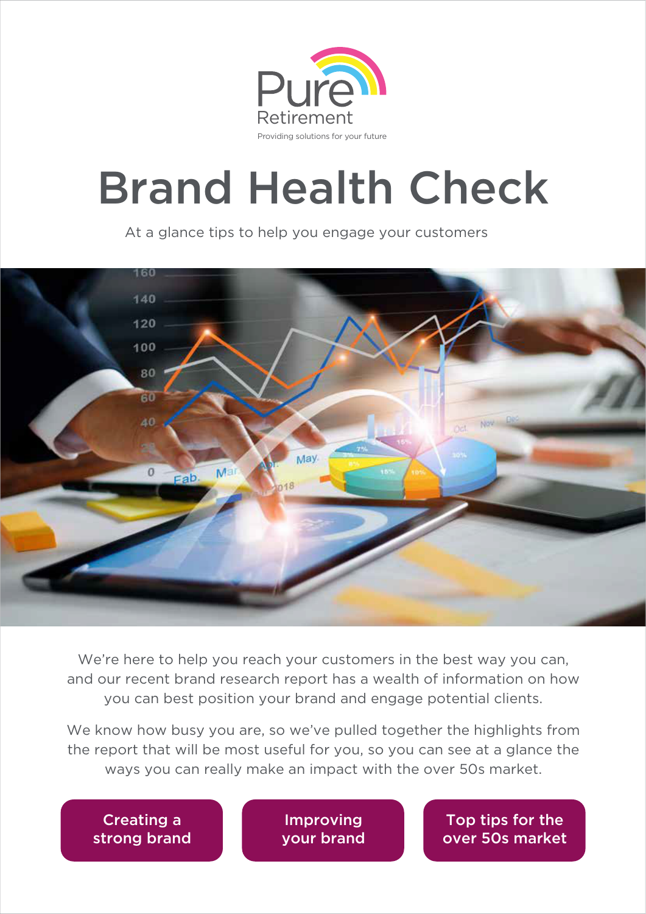Pure Retirement

Providing solutions for your future

# Brand Health Check

At a glance tips to help you engage your customers

We're here to help you reach your customers in the best way you can, and our recent brand research report has a wealth of information on how you can best position your brand and engage potential clients.

We know how busy you are, so we've pulled together the highlights from the report that will be most useful for you, so you can see at a glance the ways you can really make an impact with the over 50s market.

**Creating a strong brand**

**Improving your brand**

**Top tips for the over 50s market**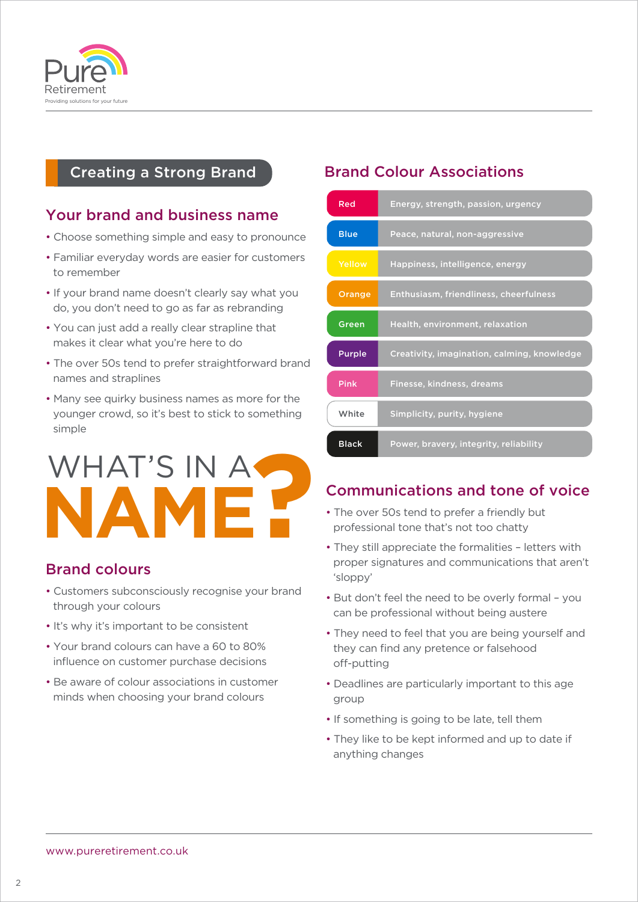## Creating a Strong Brand

### Your brand and business name

- Choose something simple and easy to pronounce
- Familiar everyday words are easier for customers to remember
- If your brand name doesn't clearly say what you do, you don't need to go as far as rebranding
- You can just add a really clear strapline that makes it clear what you're here to do
- The over 50s tend to prefer straightforward brand names and straplines
- Many see quirky business names as more for the younger crowd, so it's best to stick to something simple

WHAT'S IN A **NAME?**

### Brand colours

- Customers subconsciously recognise your brand through your colours
- It's why it's important to be consistent
- Your brand colours can have a 60 to 80% influence on customer purchase decisions
- Be aware of colour associations in customer minds when choosing your brand colours

### Brand Colour Associations

| Colour | Associations |
|---|---|
| Red | Energy, strength, passion, urgency |
| Blue | Peace, natural, non-aggressive |
| Yellow | Happiness, intelligence, energy |
| Orange | Enthusiasm, friendliness, cheerfulness |
| Green | Health, environment, relaxation |
| Purple | Creativity, imagination, calming, knowledge |
| Pink | Finesse, kindness, dreams |
| White | Simplicity, purity, hygiene |
| Black | Power, bravery, integrity, reliability |

### Communications and tone of voice

- The over 50s tend to prefer a friendly but professional tone that's not too chatty
- They still appreciate the formalities – letters with proper signatures and communications that aren't 'sloppy'
- But don't feel the need to be overly formal – you can be professional without being austere
- They need to feel that you are being yourself and they can find any pretence or falsehood off-putting
- Deadlines are particularly important to this age group
- If something is going to be late, tell them
- They like to be kept informed and up to date if anything changes

www.pureretirement.co.uk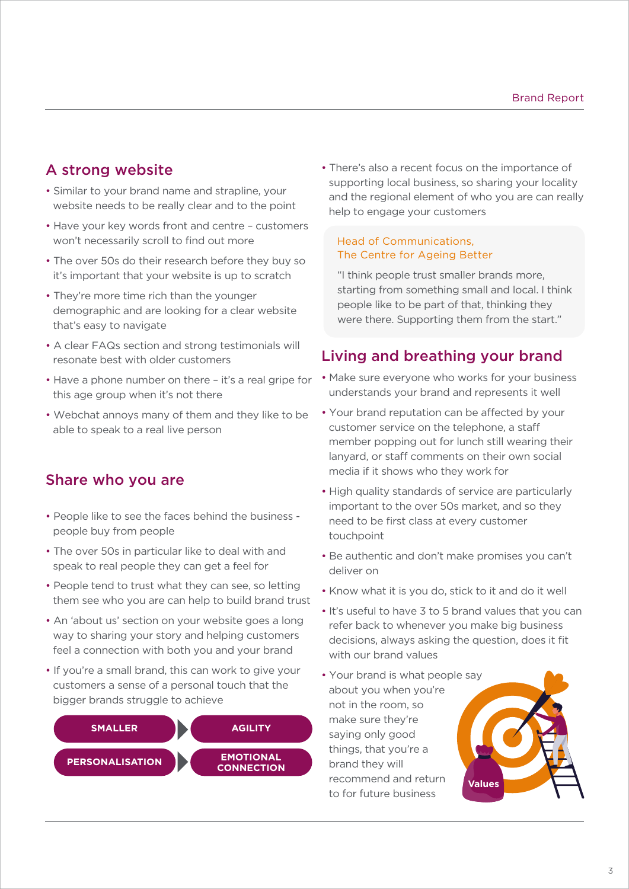## A strong website

- Similar to your brand name and strapline, your website needs to be really clear and to the point
- Have your key words front and centre – customers won't necessarily scroll to find out more
- The over 50s do their research before they buy so it's important that your website is up to scratch
- They're more time rich than the younger demographic and are looking for a clear website that's easy to navigate
- A clear FAQs section and strong testimonials will resonate best with older customers
- Have a phone number on there – it's a real gripe for this age group when it's not there
- Webchat annoys many of them and they like to be able to speak to a real live person

## Share who you are

- People like to see the faces behind the business - people buy from people
- The over 50s in particular like to deal with and speak to real people they can get a feel for
- People tend to trust what they can see, so letting them see who you are can help to build brand trust
- An 'about us' section on your website goes a long way to sharing your story and helping customers feel a connection with both you and your brand
- If you're a small brand, this can work to give your customers a sense of a personal touch that the bigger brands struggle to achieve

**SMALLER** → **AGILITY**

**PERSONALISATION** → **EMOTIONAL CONNECTION**

- There's also a recent focus on the importance of supporting local business, so sharing your locality and the regional element of who you are can really help to engage your customers

Head of Communications,
The Centre for Ageing Better

"I think people trust smaller brands more, starting from something small and local. I think people like to be part of that, thinking they were there. Supporting them from the start."

## Living and breathing your brand

- Make sure everyone who works for your business understands your brand and represents it well
- Your brand reputation can be affected by your customer service on the telephone, a staff member popping out for lunch still wearing their lanyard, or staff comments on their own social media if it shows who they work for
- High quality standards of service are particularly important to the over 50s market, and so they need to be first class at every customer touchpoint
- Be authentic and don't make promises you can't deliver on
- Know what it is you do, stick to it and do it well
- It's useful to have 3 to 5 brand values that you can refer back to whenever you make big business decisions, always asking the question, does it fit with our brand values
- Your brand is what people say about you when you're not in the room, so make sure they're saying only good things, that you're a brand they will recommend and return to for future business

Values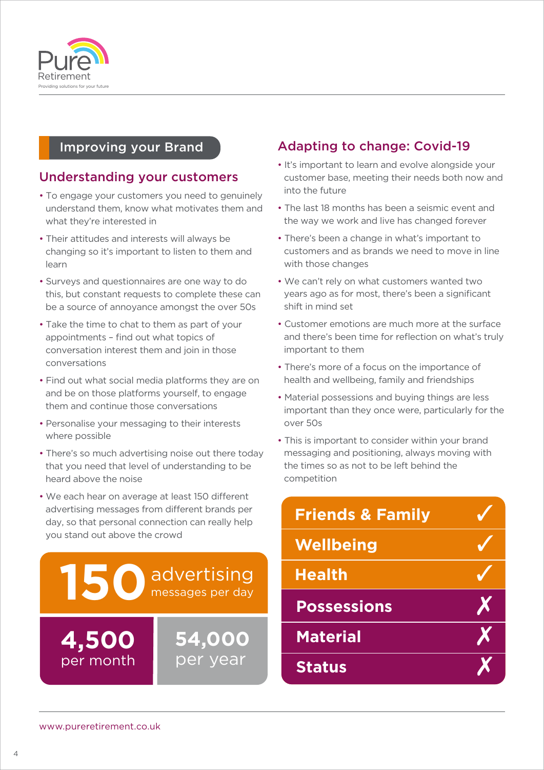## Improving your Brand

### Understanding your customers

- To engage your customers you need to genuinely understand them, know what motivates them and what they're interested in
- Their attitudes and interests will always be changing so it's important to listen to them and learn
- Surveys and questionnaires are one way to do this, but constant requests to complete these can be a source of annoyance amongst the over 50s
- Take the time to chat to them as part of your appointments – find out what topics of conversation interest them and join in those conversations
- Find out what social media platforms they are on and be on those platforms yourself, to engage them and continue those conversations
- Personalise your messaging to their interests where possible
- There's so much advertising noise out there today that you need that level of understanding to be heard above the noise
- We each hear on average at least 150 different advertising messages from different brands per day, so that personal connection can really help you stand out above the crowd

**150** advertising messages per day

**4,500** per month

**54,000** per year

### Adapting to change: Covid-19

- It's important to learn and evolve alongside your customer base, meeting their needs both now and into the future
- The last 18 months has been a seismic event and the way we work and live has changed forever
- There's been a change in what's important to customers and as brands we need to move in line with those changes
- We can't rely on what customers wanted two years ago as for most, there's been a significant shift in mind set
- Customer emotions are much more at the surface and there's been time for reflection on what's truly important to them
- There's more of a focus on the importance of health and wellbeing, family and friendships
- Material possessions and buying things are less important than they once were, particularly for the over 50s
- This is important to consider within your brand messaging and positioning, always moving with the times so as not to be left behind the competition

| | |
|---|---|
| **Friends & Family** | ✓ |
| **Wellbeing** | ✓ |
| **Health** | ✓ |
| **Possessions** | ✗ |
| **Material** | ✗ |
| **Status** | ✗ |

www.pureretirement.co.uk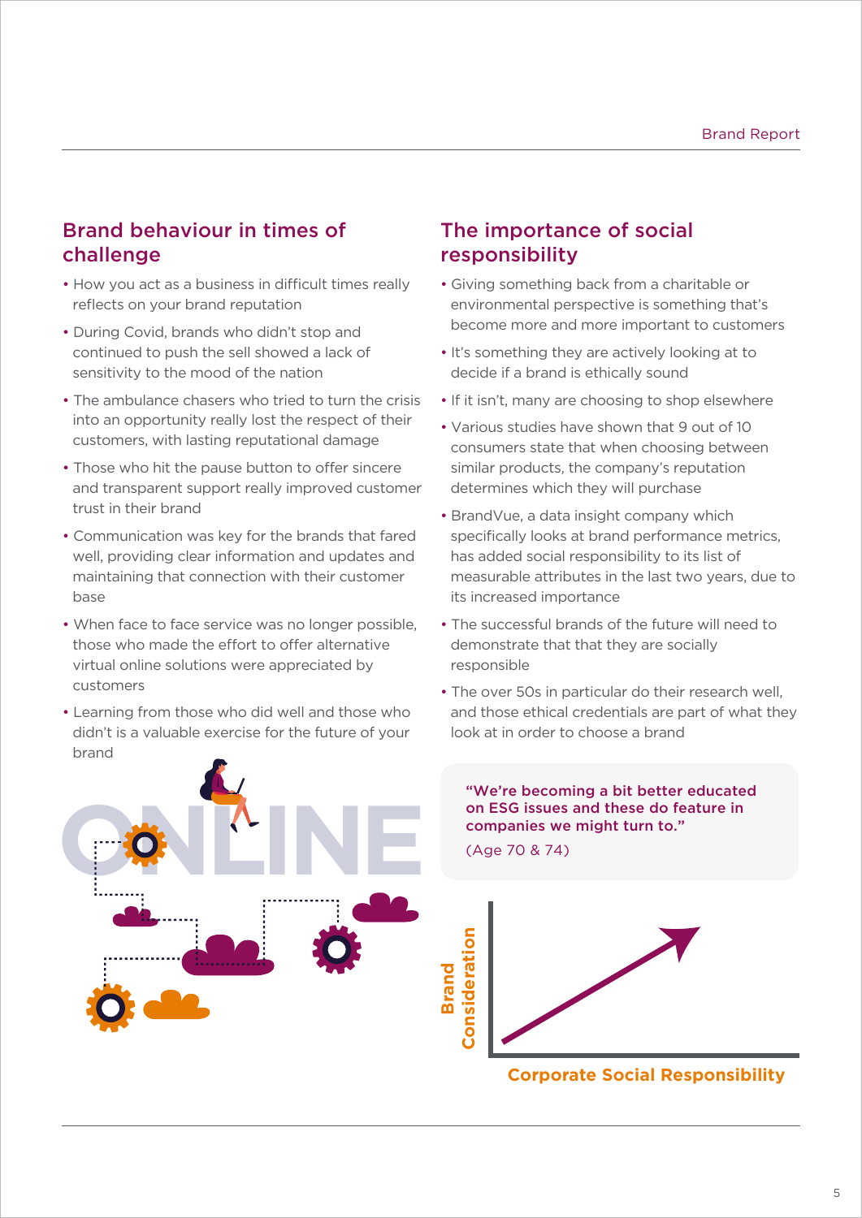## Brand behaviour in times of challenge

- How you act as a business in difficult times really reflects on your brand reputation
- During Covid, brands who didn't stop and continued to push the sell showed a lack of sensitivity to the mood of the nation
- The ambulance chasers who tried to turn the crisis into an opportunity really lost the respect of their customers, with lasting reputational damage
- Those who hit the pause button to offer sincere and transparent support really improved customer trust in their brand
- Communication was key for the brands that fared well, providing clear information and updates and maintaining that connection with their customer base
- When face to face service was no longer possible, those who made the effort to offer alternative virtual online solutions were appreciated by customers
- Learning from those who did well and those who didn't is a valuable exercise for the future of your brand

## The importance of social responsibility

- Giving something back from a charitable or environmental perspective is something that's become more and more important to customers
- It's something they are actively looking at to decide if a brand is ethically sound
- If it isn't, many are choosing to shop elsewhere
- Various studies have shown that 9 out of 10 consumers state that when choosing between similar products, the company's reputation determines which they will purchase
- BrandVue, a data insight company which specifically looks at brand performance metrics, has added social responsibility to its list of measurable attributes in the last two years, due to its increased importance
- The successful brands of the future will need to demonstrate that that they are socially responsible
- The over 50s in particular do their research well, and those ethical credentials are part of what they look at in order to choose a brand

**"We're becoming a bit better educated on ESG issues and these do feature in companies we might turn to."**

(Age 70 & 74)

**Brand Consideration**

**Corporate Social Responsibility**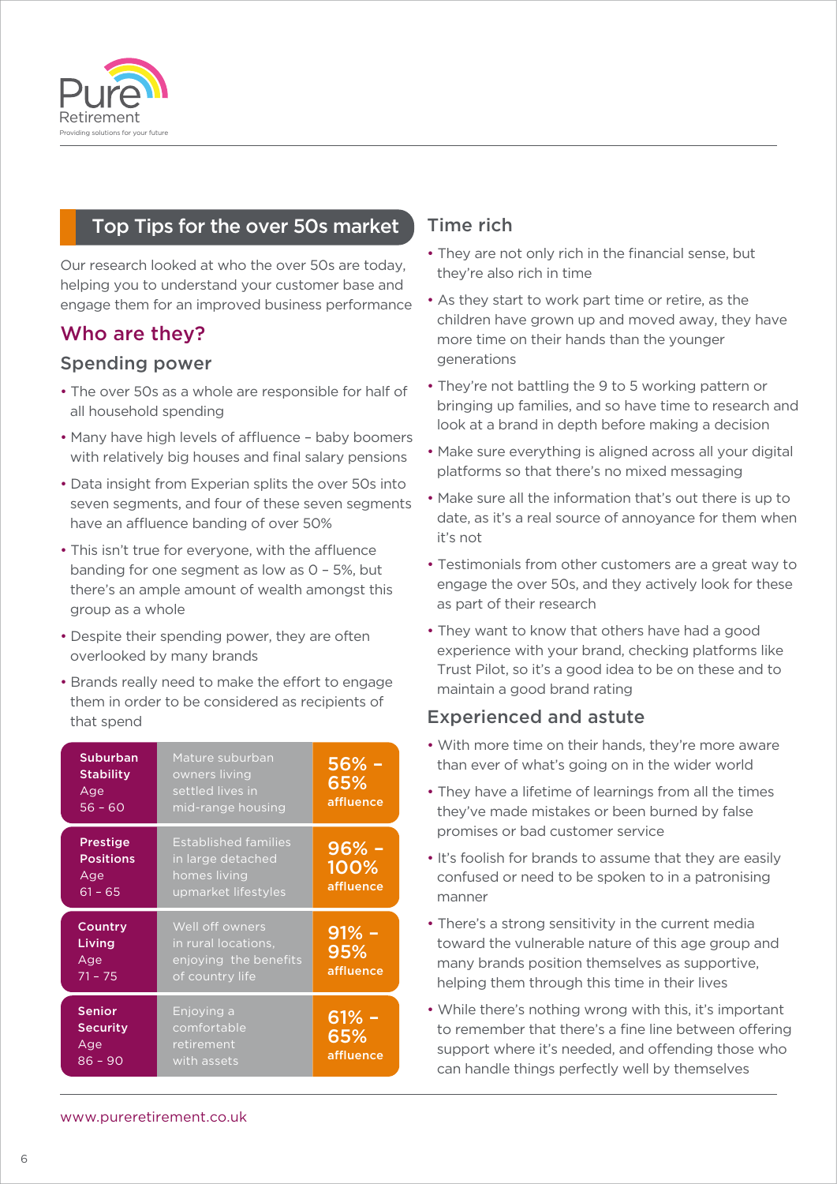## Top Tips for the over 50s market

Our research looked at who the over 50s are today, helping you to understand your customer base and engage them for an improved business performance

## Who are they?

### Spending power

- The over 50s as a whole are responsible for half of all household spending
- Many have high levels of affluence – baby boomers with relatively big houses and final salary pensions
- Data insight from Experian splits the over 50s into seven segments, and four of these seven segments have an affluence banding of over 50%
- This isn't true for everyone, with the affluence banding for one segment as low as 0 – 5%, but there's an ample amount of wealth amongst this group as a whole
- Despite their spending power, they are often overlooked by many brands
- Brands really need to make the effort to engage them in order to be considered as recipients of that spend

| Segment | Description | Affluence |
|---|---|---|
| **Suburban Stability** Age 56 – 60 | Mature suburban owners living settled lives in mid-range housing | 56% – 65% affluence |
| **Prestige Positions** Age 61 – 65 | Established families in large detached homes living upmarket lifestyles | 96% – 100% affluence |
| **Country Living** Age 71 – 75 | Well off owners in rural locations, enjoying the benefits of country life | 91% – 95% affluence |
| **Senior Security** Age 86 – 90 | Enjoying a comfortable retirement with assets | 61% – 65% affluence |

### Time rich

- They are not only rich in the financial sense, but they're also rich in time
- As they start to work part time or retire, as the children have grown up and moved away, they have more time on their hands than the younger generations
- They're not battling the 9 to 5 working pattern or bringing up families, and so have time to research and look at a brand in depth before making a decision
- Make sure everything is aligned across all your digital platforms so that there's no mixed messaging
- Make sure all the information that's out there is up to date, as it's a real source of annoyance for them when it's not
- Testimonials from other customers are a great way to engage the over 50s, and they actively look for these as part of their research
- They want to know that others have had a good experience with your brand, checking platforms like Trust Pilot, so it's a good idea to be on these and to maintain a good brand rating

### Experienced and astute

- With more time on their hands, they're more aware than ever of what's going on in the wider world
- They have a lifetime of learnings from all the times they've made mistakes or been burned by false promises or bad customer service
- It's foolish for brands to assume that they are easily confused or need to be spoken to in a patronising manner
- There's a strong sensitivity in the current media toward the vulnerable nature of this age group and many brands position themselves as supportive, helping them through this time in their lives
- While there's nothing wrong with this, it's important to remember that there's a fine line between offering support where it's needed, and offending those who can handle things perfectly well by themselves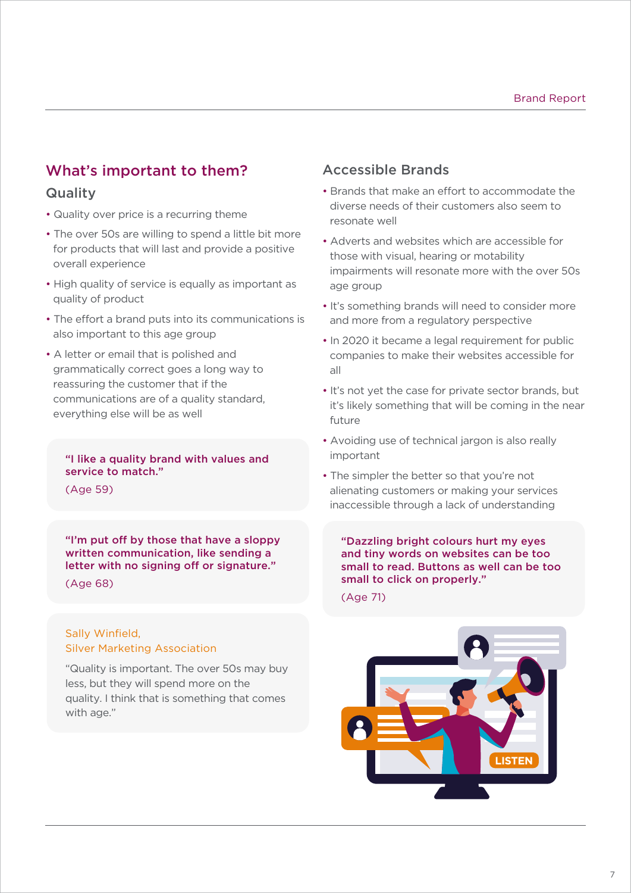## What's important to them?

### Quality

- Quality over price is a recurring theme
- The over 50s are willing to spend a little bit more for products that will last and provide a positive overall experience
- High quality of service is equally as important as quality of product
- The effort a brand puts into its communications is also important to this age group
- A letter or email that is polished and grammatically correct goes a long way to reassuring the customer that if the communications are of a quality standard, everything else will be as well

> **"I like a quality brand with values and service to match."**
> (Age 59)

> **"I'm put off by those that have a sloppy written communication, like sending a letter with no signing off or signature."**
> (Age 68)

> Sally Winfield,
> Silver Marketing Association
>
> "Quality is important. The over 50s may buy less, but they will spend more on the quality. I think that is something that comes with age."

### Accessible Brands

- Brands that make an effort to accommodate the diverse needs of their customers also seem to resonate well
- Adverts and websites which are accessible for those with visual, hearing or motability impairments will resonate more with the over 50s age group
- It's something brands will need to consider more and more from a regulatory perspective
- In 2020 it became a legal requirement for public companies to make their websites accessible for all
- It's not yet the case for private sector brands, but it's likely something that will be coming in the near future
- Avoiding use of technical jargon is also really important
- The simpler the better so that you're not alienating customers or making your services inaccessible through a lack of understanding

> **"Dazzling bright colours hurt my eyes and tiny words on websites can be too small to read. Buttons as well can be too small to click on properly."**
> (Age 71)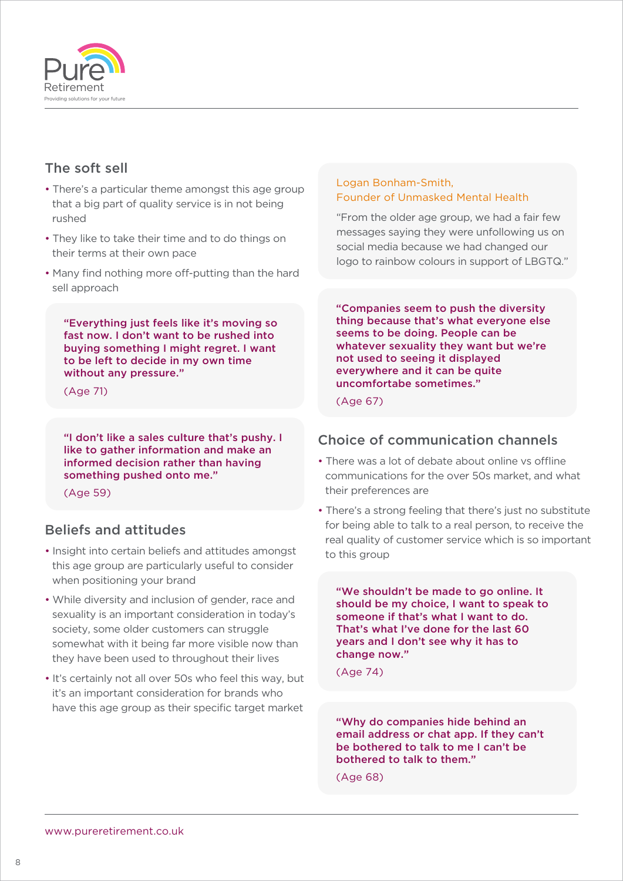## The soft sell

- There's a particular theme amongst this age group that a big part of quality service is in not being rushed
- They like to take their time and to do things on their terms at their own pace
- Many find nothing more off-putting than the hard sell approach

> **"Everything just feels like it's moving so fast now. I don't want to be rushed into buying something I might regret. I want to be left to decide in my own time without any pressure."**
>
> (Age 71)

> **"I don't like a sales culture that's pushy. I like to gather information and make an informed decision rather than having something pushed onto me."**
>
> (Age 59)

## Beliefs and attitudes

- Insight into certain beliefs and attitudes amongst this age group are particularly useful to consider when positioning your brand
- While diversity and inclusion of gender, race and sexuality is an important consideration in today's society, some older customers can struggle somewhat with it being far more visible now than they have been used to throughout their lives
- It's certainly not all over 50s who feel this way, but it's an important consideration for brands who have this age group as their specific target market

> Logan Bonham-Smith,
> Founder of Unmasked Mental Health
>
> "From the older age group, we had a fair few messages saying they were unfollowing us on social media because we had changed our logo to rainbow colours in support of LBGTQ."

> **"Companies seem to push the diversity thing because that's what everyone else seems to be doing. People can be whatever sexuality they want but we're not used to seeing it displayed everywhere and it can be quite uncomfortabe sometimes."**
>
> (Age 67)

## Choice of communication channels

- There was a lot of debate about online vs offline communications for the over 50s market, and what their preferences are
- There's a strong feeling that there's just no substitute for being able to talk to a real person, to receive the real quality of customer service which is so important to this group

> **"We shouldn't be made to go online. It should be my choice, I want to speak to someone if that's what I want to do. That's what I've done for the last 60 years and I don't see why it has to change now."**
>
> (Age 74)

> **"Why do companies hide behind an email address or chat app. If they can't be bothered to talk to me I can't be bothered to talk to them."**
>
> (Age 68)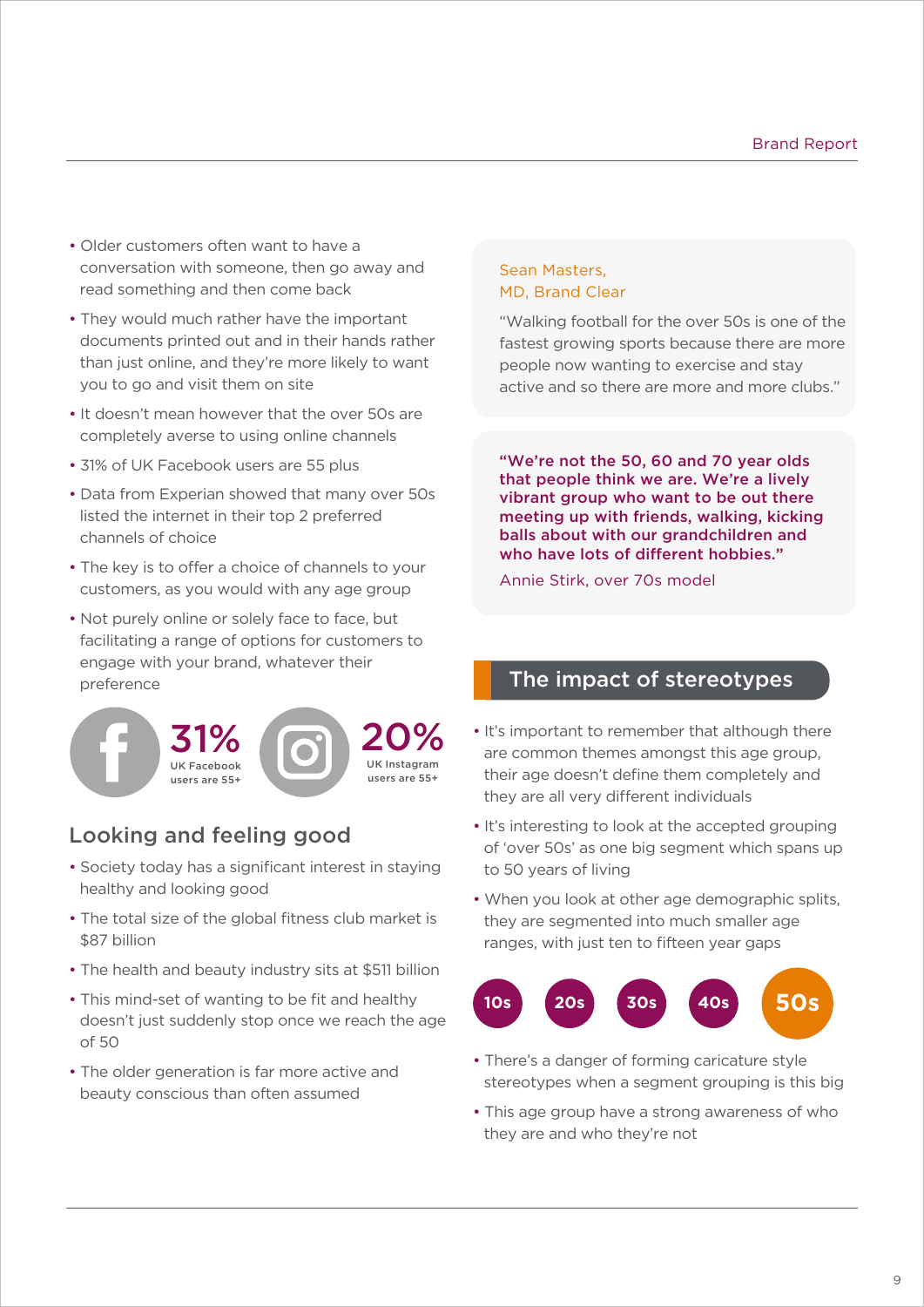- Older customers often want to have a conversation with someone, then go away and read something and then come back
- They would much rather have the important documents printed out and in their hands rather than just online, and they're more likely to want you to go and visit them on site
- It doesn't mean however that the over 50s are completely averse to using online channels
- 31% of UK Facebook users are 55 plus
- Data from Experian showed that many over 50s listed the internet in their top 2 preferred channels of choice
- The key is to offer a choice of channels to your customers, as you would with any age group
- Not purely online or solely face to face, but facilitating a range of options for customers to engage with your brand, whatever their preference

**31%** UK Facebook users are 55+

**20%** UK Instagram users are 55+

## Looking and feeling good

- Society today has a significant interest in staying healthy and looking good
- The total size of the global fitness club market is $87 billion
- The health and beauty industry sits at $511 billion
- This mind-set of wanting to be fit and healthy doesn't just suddenly stop once we reach the age of 50
- The older generation is far more active and beauty conscious than often assumed

Sean Masters,
MD, Brand Clear

"Walking football for the over 50s is one of the fastest growing sports because there are more people now wanting to exercise and stay active and so there are more and more clubs."

**"We're not the 50, 60 and 70 year olds that people think we are. We're a lively vibrant group who want to be out there meeting up with friends, walking, kicking balls about with our grandchildren and who have lots of different hobbies."**

Annie Stirk, over 70s model

## The impact of stereotypes

- It's important to remember that although there are common themes amongst this age group, their age doesn't define them completely and they are all very different individuals
- It's interesting to look at the accepted grouping of 'over 50s' as one big segment which spans up to 50 years of living
- When you look at other age demographic splits, they are segmented into much smaller age ranges, with just ten to fifteen year gaps

10s 20s 30s 40s **50s**

- There's a danger of forming caricature style stereotypes when a segment grouping is this big
- This age group have a strong awareness of who they are and who they're not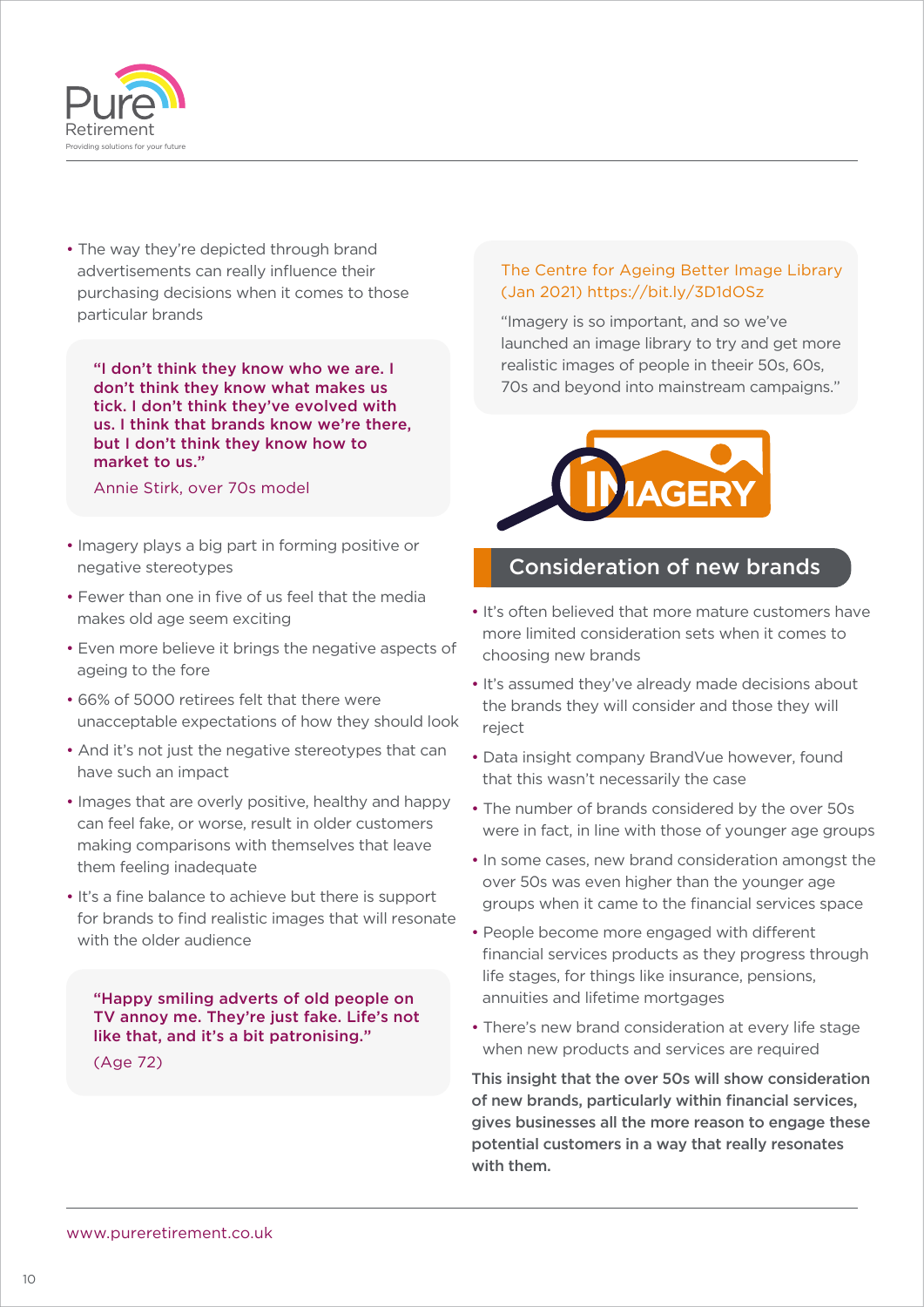- The way they're depicted through brand advertisements can really influence their purchasing decisions when it comes to those particular brands

> **"I don't think they know who we are. I don't think they know what makes us tick. I don't think they've evolved with us. I think that brands know we're there, but I don't think they know how to market to us."**
>
> Annie Stirk, over 70s model

- Imagery plays a big part in forming positive or negative stereotypes
- Fewer than one in five of us feel that the media makes old age seem exciting
- Even more believe it brings the negative aspects of ageing to the fore
- 66% of 5000 retirees felt that there were unacceptable expectations of how they should look
- And it's not just the negative stereotypes that can have such an impact
- Images that are overly positive, healthy and happy can feel fake, or worse, result in older customers making comparisons with themselves that leave them feeling inadequate
- It's a fine balance to achieve but there is support for brands to find realistic images that will resonate with the older audience

> **"Happy smiling adverts of old people on TV annoy me. They're just fake. Life's not like that, and it's a bit patronising."**
>
> (Age 72)

> The Centre for Ageing Better Image Library (Jan 2021) https://bit.ly/3D1dOSz
>
> "Imagery is so important, and so we've launched an image library to try and get more realistic images of people in theeir 50s, 60s, 70s and beyond into mainstream campaigns."

IMAGERY

## Consideration of new brands

- It's often believed that more mature customers have more limited consideration sets when it comes to choosing new brands
- It's assumed they've already made decisions about the brands they will consider and those they will reject
- Data insight company BrandVue however, found that this wasn't necessarily the case
- The number of brands considered by the over 50s were in fact, in line with those of younger age groups
- In some cases, new brand consideration amongst the over 50s was even higher than the younger age groups when it came to the financial services space
- People become more engaged with different financial services products as they progress through life stages, for things like insurance, pensions, annuities and lifetime mortgages
- There's new brand consideration at every life stage when new products and services are required

**This insight that the over 50s will show consideration of new brands, particularly within financial services, gives businesses all the more reason to engage these potential customers in a way that really resonates with them.**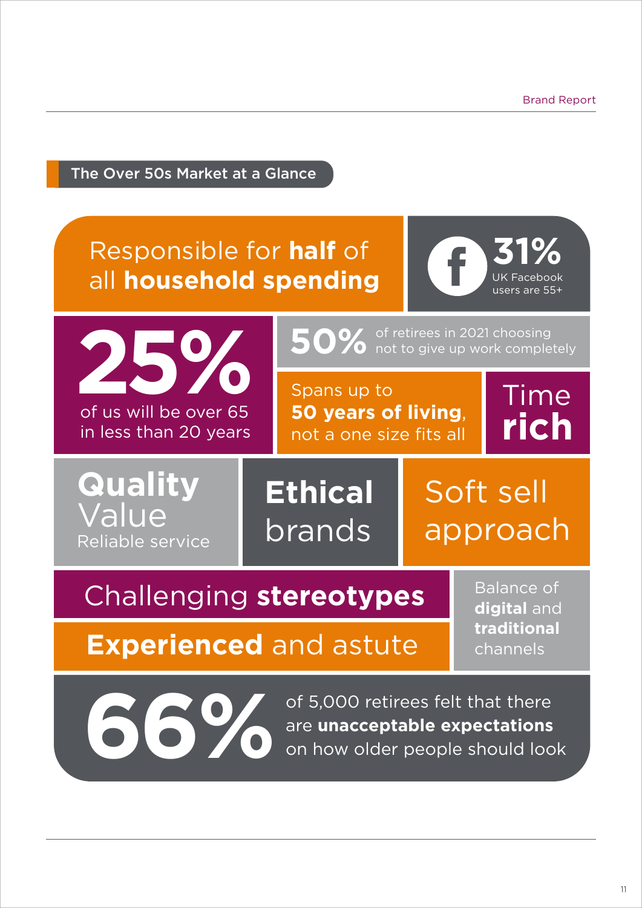## The Over 50s Market at a Glance

Responsible for **half** of all **household spending**

**31%** UK Facebook users are 55+

**25%** of us will be over 65 in less than 20 years

**50%** of retirees in 2021 choosing not to give up work completely

Spans up to **50 years of living**, not a one size fits all

Time **rich**

**Quality**
Value
Reliable service

**Ethical** brands

Soft sell approach

Challenging **stereotypes**

**Experienced** and astute

Balance of **digital** and **traditional** channels

**66%** of 5,000 retirees felt that there are **unacceptable expectations** on how older people should look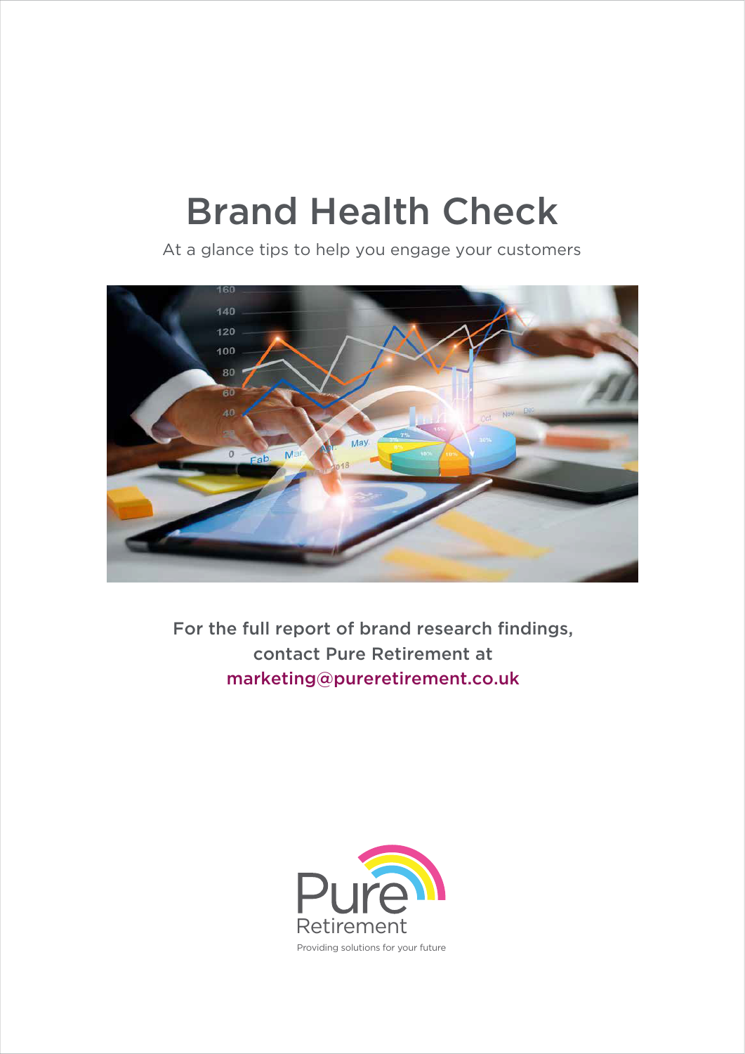# Brand Health Check

At a glance tips to help you engage your customers

For the full report of brand research findings, contact Pure Retirement at marketing@pureretirement.co.uk

Pure Retirement

Providing solutions for your future